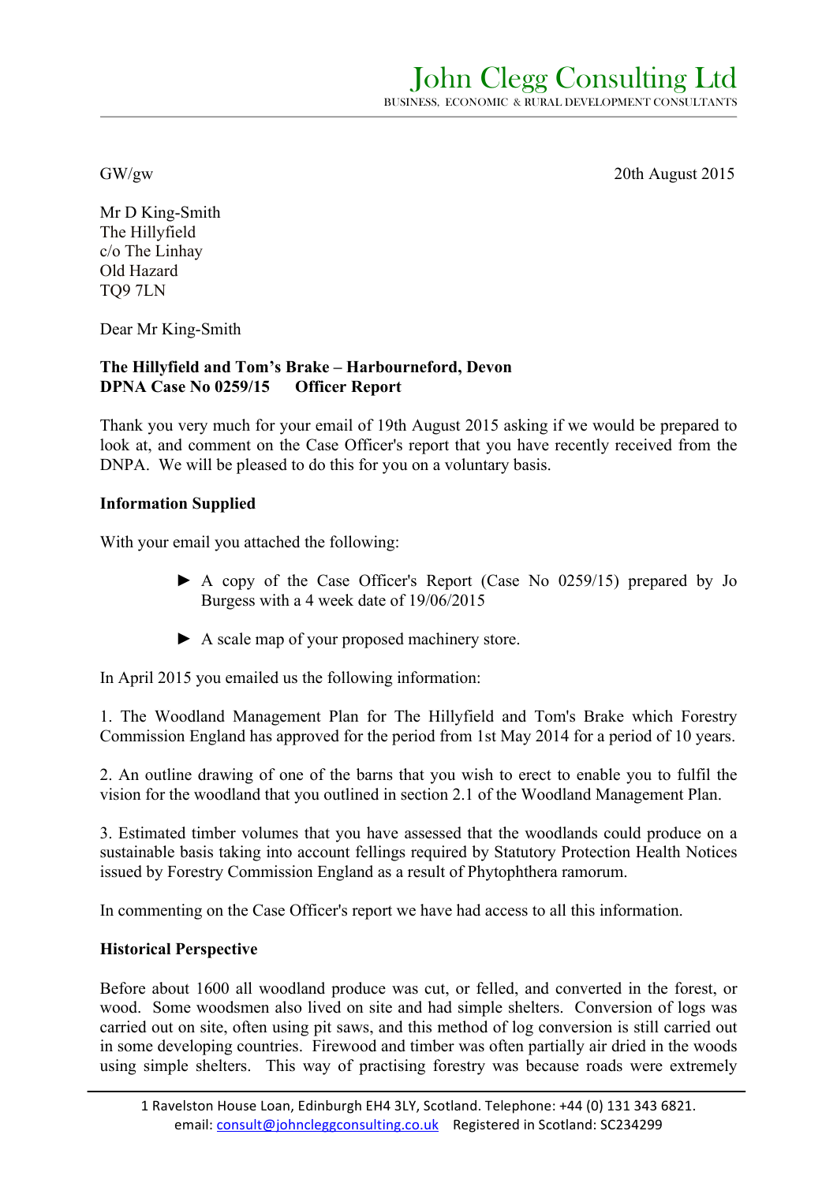# John Clegg Consulting Ltd

BUSINESS, ECONOMIC & RURAL DEVELOPMENT CONSULTANTS

GW/gw

20th August 2015

Mr D King-Smith
The Hillyfield
c/o The Linhay
Old Hazard
TQ9 7LN

Dear Mr King-Smith

**The Hillyfield and Tom's Brake – Harbourneford, Devon**
**DPNA Case No 0259/15 Officer Report**

Thank you very much for your email of 19th August 2015 asking if we would be prepared to look at, and comment on the Case Officer's report that you have recently received from the DNPA. We will be pleased to do this for you on a voluntary basis.

**Information Supplied**

With your email you attached the following:

- ► A copy of the Case Officer's Report (Case No 0259/15) prepared by Jo Burgess with a 4 week date of 19/06/2015
- ► A scale map of your proposed machinery store.

In April 2015 you emailed us the following information:

1. The Woodland Management Plan for The Hillyfield and Tom's Brake which Forestry Commission England has approved for the period from 1st May 2014 for a period of 10 years.

2. An outline drawing of one of the barns that you wish to erect to enable you to fulfil the vision for the woodland that you outlined in section 2.1 of the Woodland Management Plan.

3. Estimated timber volumes that you have assessed that the woodlands could produce on a sustainable basis taking into account fellings required by Statutory Protection Health Notices issued by Forestry Commission England as a result of Phytophthera ramorum.

In commenting on the Case Officer's report we have had access to all this information.

**Historical Perspective**

Before about 1600 all woodland produce was cut, or felled, and converted in the forest, or wood. Some woodsmen also lived on site and had simple shelters. Conversion of logs was carried out on site, often using pit saws, and this method of log conversion is still carried out in some developing countries. Firewood and timber was often partially air dried in the woods using simple shelters. This way of practising forestry was because roads were extremely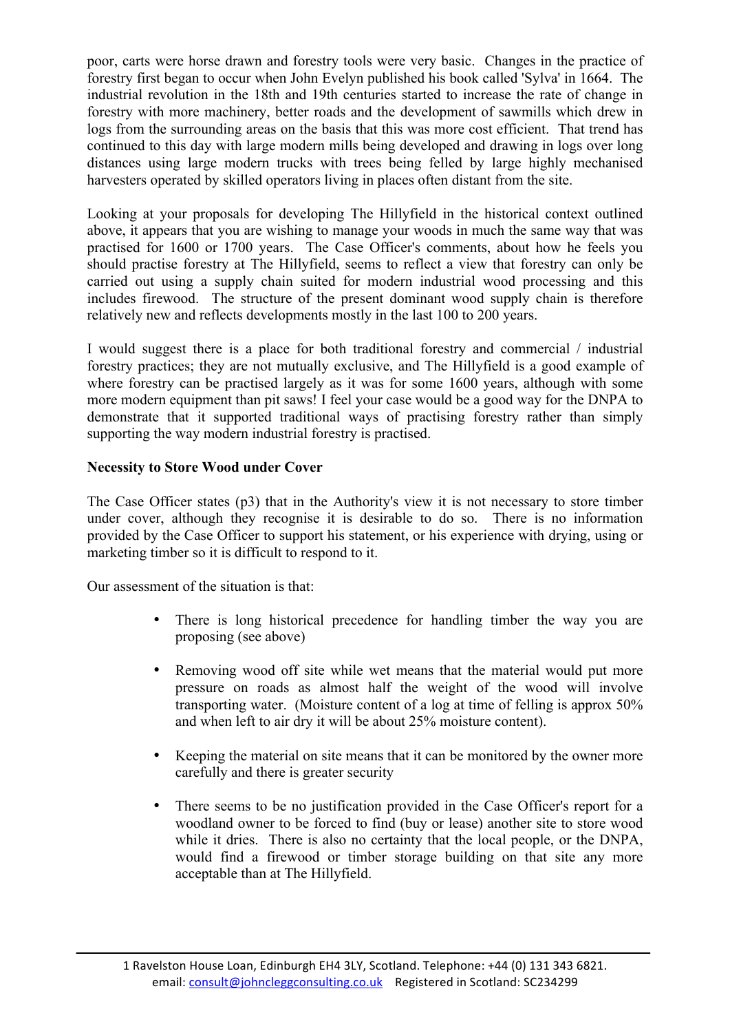poor, carts were horse drawn and forestry tools were very basic. Changes in the practice of forestry first began to occur when John Evelyn published his book called 'Sylva' in 1664. The industrial revolution in the 18th and 19th centuries started to increase the rate of change in forestry with more machinery, better roads and the development of sawmills which drew in logs from the surrounding areas on the basis that this was more cost efficient. That trend has continued to this day with large modern mills being developed and drawing in logs over long distances using large modern trucks with trees being felled by large highly mechanised harvesters operated by skilled operators living in places often distant from the site.

Looking at your proposals for developing The Hillyfield in the historical context outlined above, it appears that you are wishing to manage your woods in much the same way that was practised for 1600 or 1700 years. The Case Officer's comments, about how he feels you should practise forestry at The Hillyfield, seems to reflect a view that forestry can only be carried out using a supply chain suited for modern industrial wood processing and this includes firewood. The structure of the present dominant wood supply chain is therefore relatively new and reflects developments mostly in the last 100 to 200 years.

I would suggest there is a place for both traditional forestry and commercial / industrial forestry practices; they are not mutually exclusive, and The Hillyfield is a good example of where forestry can be practised largely as it was for some 1600 years, although with some more modern equipment than pit saws! I feel your case would be a good way for the DNPA to demonstrate that it supported traditional ways of practising forestry rather than simply supporting the way modern industrial forestry is practised.

**Necessity to Store Wood under Cover**

The Case Officer states (p3) that in the Authority's view it is not necessary to store timber under cover, although they recognise it is desirable to do so. There is no information provided by the Case Officer to support his statement, or his experience with drying, using or marketing timber so it is difficult to respond to it.

Our assessment of the situation is that:

- There is long historical precedence for handling timber the way you are proposing (see above)
- Removing wood off site while wet means that the material would put more pressure on roads as almost half the weight of the wood will involve transporting water. (Moisture content of a log at time of felling is approx 50% and when left to air dry it will be about 25% moisture content).
- Keeping the material on site means that it can be monitored by the owner more carefully and there is greater security
- There seems to be no justification provided in the Case Officer's report for a woodland owner to be forced to find (buy or lease) another site to store wood while it dries. There is also no certainty that the local people, or the DNPA, would find a firewood or timber storage building on that site any more acceptable than at The Hillyfield.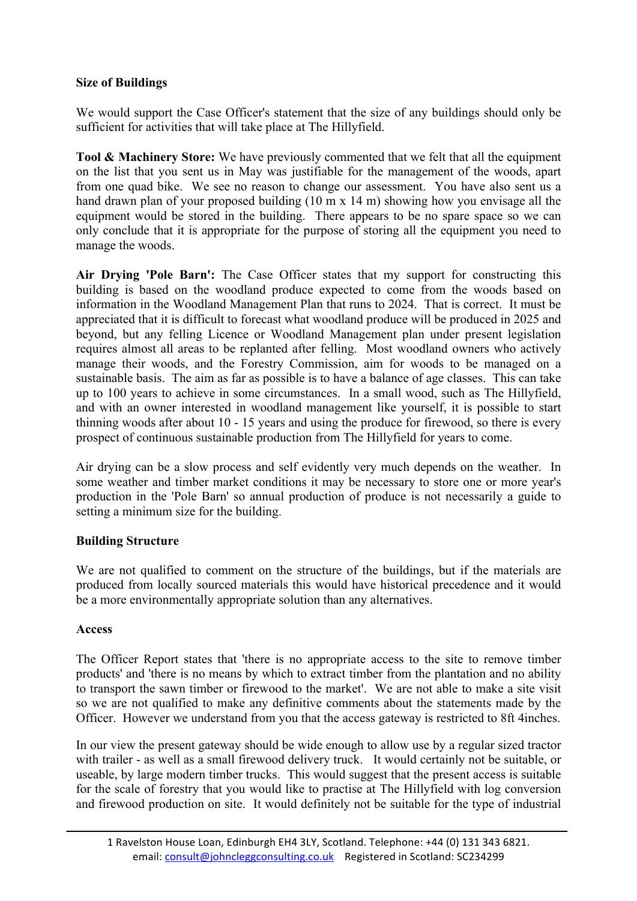**Size of Buildings**

We would support the Case Officer's statement that the size of any buildings should only be sufficient for activities that will take place at The Hillyfield.

**Tool & Machinery Store:** We have previously commented that we felt that all the equipment on the list that you sent us in May was justifiable for the management of the woods, apart from one quad bike. We see no reason to change our assessment. You have also sent us a hand drawn plan of your proposed building (10 m x 14 m) showing how you envisage all the equipment would be stored in the building. There appears to be no spare space so we can only conclude that it is appropriate for the purpose of storing all the equipment you need to manage the woods.

**Air Drying 'Pole Barn':** The Case Officer states that my support for constructing this building is based on the woodland produce expected to come from the woods based on information in the Woodland Management Plan that runs to 2024. That is correct. It must be appreciated that it is difficult to forecast what woodland produce will be produced in 2025 and beyond, but any felling Licence or Woodland Management plan under present legislation requires almost all areas to be replanted after felling. Most woodland owners who actively manage their woods, and the Forestry Commission, aim for woods to be managed on a sustainable basis. The aim as far as possible is to have a balance of age classes. This can take up to 100 years to achieve in some circumstances. In a small wood, such as The Hillyfield, and with an owner interested in woodland management like yourself, it is possible to start thinning woods after about 10 - 15 years and using the produce for firewood, so there is every prospect of continuous sustainable production from The Hillyfield for years to come.

Air drying can be a slow process and self evidently very much depends on the weather. In some weather and timber market conditions it may be necessary to store one or more year's production in the 'Pole Barn' so annual production of produce is not necessarily a guide to setting a minimum size for the building.

**Building Structure**

We are not qualified to comment on the structure of the buildings, but if the materials are produced from locally sourced materials this would have historical precedence and it would be a more environmentally appropriate solution than any alternatives.

**Access**

The Officer Report states that 'there is no appropriate access to the site to remove timber products' and 'there is no means by which to extract timber from the plantation and no ability to transport the sawn timber or firewood to the market'. We are not able to make a site visit so we are not qualified to make any definitive comments about the statements made by the Officer. However we understand from you that the access gateway is restricted to 8ft 4inches.

In our view the present gateway should be wide enough to allow use by a regular sized tractor with trailer - as well as a small firewood delivery truck. It would certainly not be suitable, or useable, by large modern timber trucks. This would suggest that the present access is suitable for the scale of forestry that you would like to practise at The Hillyfield with log conversion and firewood production on site. It would definitely not be suitable for the type of industrial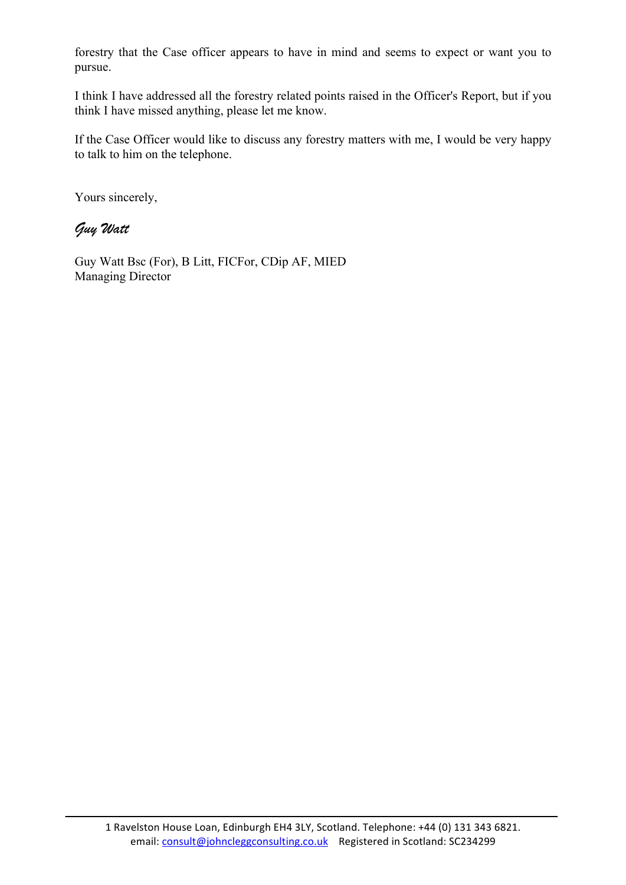forestry that the Case officer appears to have in mind and seems to expect or want you to pursue.

I think I have addressed all the forestry related points raised in the Officer's Report, but if you think I have missed anything, please let me know.

If the Case Officer would like to discuss any forestry matters with me, I would be very happy to talk to him on the telephone.

Yours sincerely,

*Guy Watt*

Guy Watt Bsc (For), B Litt, FICFor, CDip AF, MIED
Managing Director